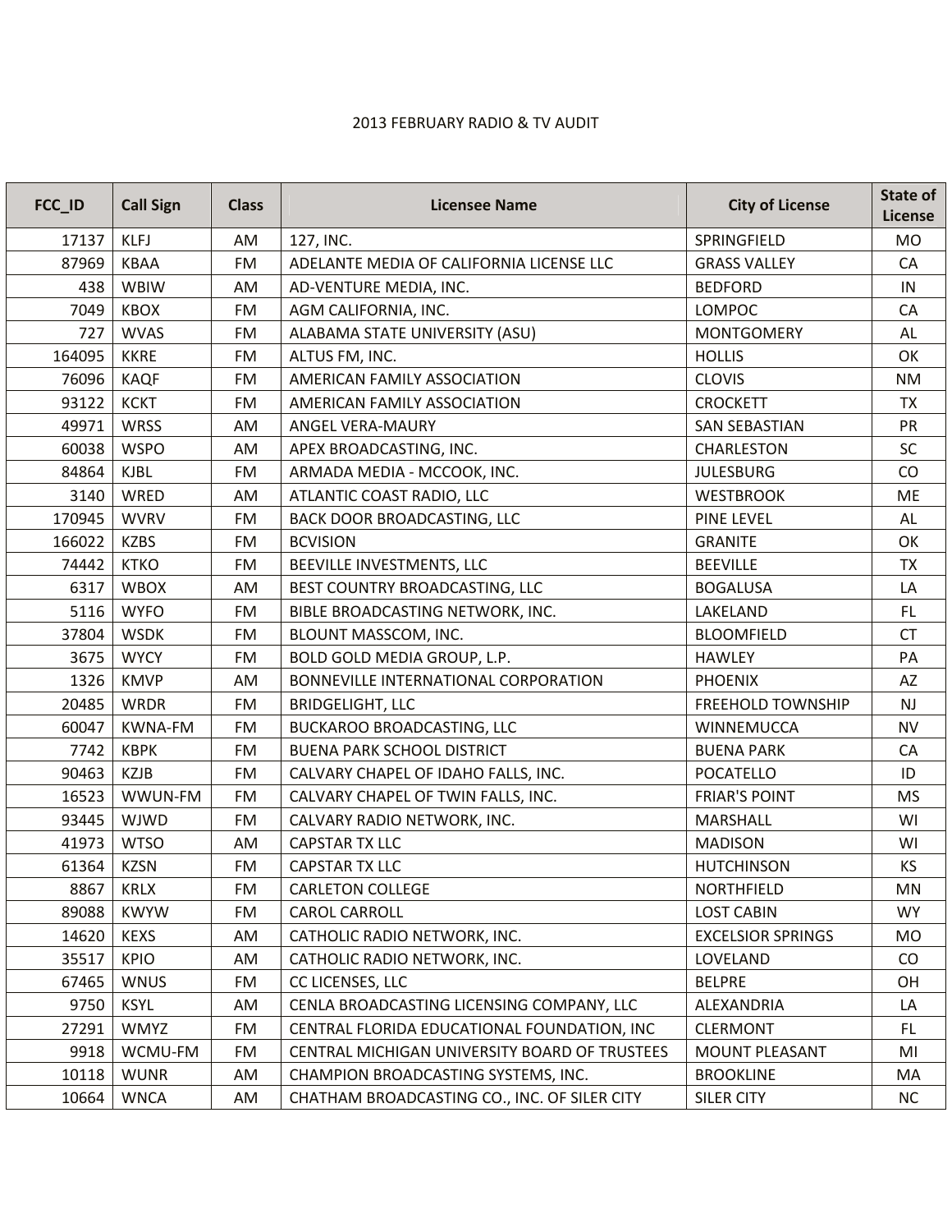2013 FEBRUARY RADIO & TV AUDIT

| FCC_ID | Call Sign | Class | Licensee Name | City of License | State of License |
|---|---|---|---|---|---|
| 17137 | KLFJ | AM | 127, INC. | SPRINGFIELD | MO |
| 87969 | KBAA | FM | ADELANTE MEDIA OF CALIFORNIA LICENSE LLC | GRASS VALLEY | CA |
| 438 | WBIW | AM | AD-VENTURE MEDIA, INC. | BEDFORD | IN |
| 7049 | KBOX | FM | AGM CALIFORNIA, INC. | LOMPOC | CA |
| 727 | WVAS | FM | ALABAMA STATE UNIVERSITY (ASU) | MONTGOMERY | AL |
| 164095 | KKRE | FM | ALTUS FM, INC. | HOLLIS | OK |
| 76096 | KAQF | FM | AMERICAN FAMILY ASSOCIATION | CLOVIS | NM |
| 93122 | KCKT | FM | AMERICAN FAMILY ASSOCIATION | CROCKETT | TX |
| 49971 | WRSS | AM | ANGEL VERA-MAURY | SAN SEBASTIAN | PR |
| 60038 | WSPO | AM | APEX BROADCASTING, INC. | CHARLESTON | SC |
| 84864 | KJBL | FM | ARMADA MEDIA - MCCOOK, INC. | JULESBURG | CO |
| 3140 | WRED | AM | ATLANTIC COAST RADIO, LLC | WESTBROOK | ME |
| 170945 | WVRV | FM | BACK DOOR BROADCASTING, LLC | PINE LEVEL | AL |
| 166022 | KZBS | FM | BCVISION | GRANITE | OK |
| 74442 | KTKO | FM | BEEVILLE INVESTMENTS, LLC | BEEVILLE | TX |
| 6317 | WBOX | AM | BEST COUNTRY BROADCASTING, LLC | BOGALUSA | LA |
| 5116 | WYFO | FM | BIBLE BROADCASTING NETWORK, INC. | LAKELAND | FL |
| 37804 | WSDK | FM | BLOUNT MASSCOM, INC. | BLOOMFIELD | CT |
| 3675 | WYCY | FM | BOLD GOLD MEDIA GROUP, L.P. | HAWLEY | PA |
| 1326 | KMVP | AM | BONNEVILLE INTERNATIONAL CORPORATION | PHOENIX | AZ |
| 20485 | WRDR | FM | BRIDGELIGHT, LLC | FREEHOLD TOWNSHIP | NJ |
| 60047 | KWNA-FM | FM | BUCKAROO BROADCASTING, LLC | WINNEMUCCA | NV |
| 7742 | KBPK | FM | BUENA PARK SCHOOL DISTRICT | BUENA PARK | CA |
| 90463 | KZJB | FM | CALVARY CHAPEL OF IDAHO FALLS, INC. | POCATELLO | ID |
| 16523 | WWUN-FM | FM | CALVARY CHAPEL OF TWIN FALLS, INC. | FRIAR'S POINT | MS |
| 93445 | WJWD | FM | CALVARY RADIO NETWORK, INC. | MARSHALL | WI |
| 41973 | WTSO | AM | CAPSTAR TX LLC | MADISON | WI |
| 61364 | KZSN | FM | CAPSTAR TX LLC | HUTCHINSON | KS |
| 8867 | KRLX | FM | CARLETON COLLEGE | NORTHFIELD | MN |
| 89088 | KWYW | FM | CAROL CARROLL | LOST CABIN | WY |
| 14620 | KEXS | AM | CATHOLIC RADIO NETWORK, INC. | EXCELSIOR SPRINGS | MO |
| 35517 | KPIO | AM | CATHOLIC RADIO NETWORK, INC. | LOVELAND | CO |
| 67465 | WNUS | FM | CC LICENSES, LLC | BELPRE | OH |
| 9750 | KSYL | AM | CENLA BROADCASTING LICENSING COMPANY, LLC | ALEXANDRIA | LA |
| 27291 | WMYZ | FM | CENTRAL FLORIDA EDUCATIONAL FOUNDATION, INC | CLERMONT | FL |
| 9918 | WCMU-FM | FM | CENTRAL MICHIGAN UNIVERSITY BOARD OF TRUSTEES | MOUNT PLEASANT | MI |
| 10118 | WUNR | AM | CHAMPION BROADCASTING SYSTEMS, INC. | BROOKLINE | MA |
| 10664 | WNCA | AM | CHATHAM BROADCASTING CO., INC. OF SILER CITY | SILER CITY | NC |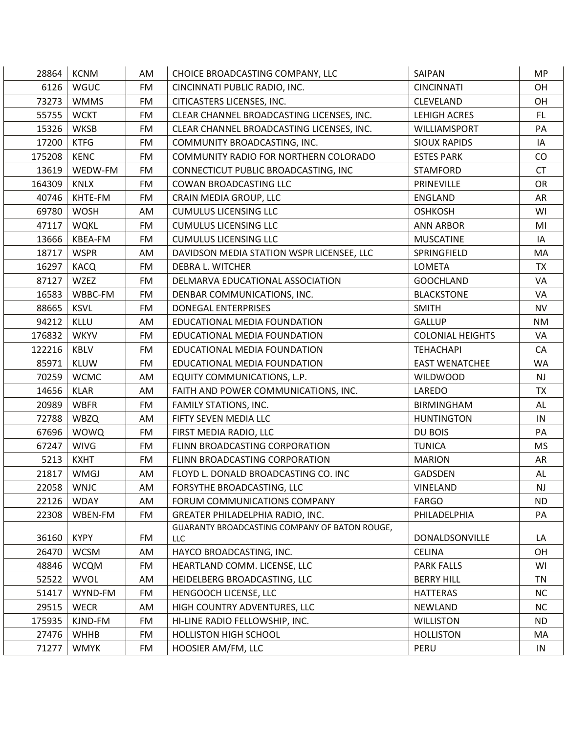| | | | | | |
|---|---|---|---|---|---|
| 28864 | KCNM | AM | CHOICE BROADCASTING COMPANY, LLC | SAIPAN | MP |
| 6126 | WGUC | FM | CINCINNATI PUBLIC RADIO, INC. | CINCINNATI | OH |
| 73273 | WMMS | FM | CITICASTERS LICENSES, INC. | CLEVELAND | OH |
| 55755 | WCKT | FM | CLEAR CHANNEL BROADCASTING LICENSES, INC. | LEHIGH ACRES | FL |
| 15326 | WKSB | FM | CLEAR CHANNEL BROADCASTING LICENSES, INC. | WILLIAMSPORT | PA |
| 17200 | KTFG | FM | COMMUNITY BROADCASTING, INC. | SIOUX RAPIDS | IA |
| 175208 | KENC | FM | COMMUNITY RADIO FOR NORTHERN COLORADO | ESTES PARK | CO |
| 13619 | WEDW-FM | FM | CONNECTICUT PUBLIC BROADCASTING, INC | STAMFORD | CT |
| 164309 | KNLX | FM | COWAN BROADCASTING LLC | PRINEVILLE | OR |
| 40746 | KHTE-FM | FM | CRAIN MEDIA GROUP, LLC | ENGLAND | AR |
| 69780 | WOSH | AM | CUMULUS LICENSING LLC | OSHKOSH | WI |
| 47117 | WQKL | FM | CUMULUS LICENSING LLC | ANN ARBOR | MI |
| 13666 | KBEA-FM | FM | CUMULUS LICENSING LLC | MUSCATINE | IA |
| 18717 | WSPR | AM | DAVIDSON MEDIA STATION WSPR LICENSEE, LLC | SPRINGFIELD | MA |
| 16297 | KACQ | FM | DEBRA L. WITCHER | LOMETA | TX |
| 87127 | WZEZ | FM | DELMARVA EDUCATIONAL ASSOCIATION | GOOCHLAND | VA |
| 16583 | WBBC-FM | FM | DENBAR COMMUNICATIONS, INC. | BLACKSTONE | VA |
| 88665 | KSVL | FM | DONEGAL ENTERPRISES | SMITH | NV |
| 94212 | KLLU | AM | EDUCATIONAL MEDIA FOUNDATION | GALLUP | NM |
| 176832 | WKYV | FM | EDUCATIONAL MEDIA FOUNDATION | COLONIAL HEIGHTS | VA |
| 122216 | KBLV | FM | EDUCATIONAL MEDIA FOUNDATION | TEHACHAPI | CA |
| 85971 | KLUW | FM | EDUCATIONAL MEDIA FOUNDATION | EAST WENATCHEE | WA |
| 70259 | WCMC | AM | EQUITY COMMUNICATIONS, L.P. | WILDWOOD | NJ |
| 14656 | KLAR | AM | FAITH AND POWER COMMUNICATIONS, INC. | LAREDO | TX |
| 20989 | WBFR | FM | FAMILY STATIONS, INC. | BIRMINGHAM | AL |
| 72788 | WBZQ | AM | FIFTY SEVEN MEDIA LLC | HUNTINGTON | IN |
| 67696 | WOWQ | FM | FIRST MEDIA RADIO, LLC | DU BOIS | PA |
| 67247 | WIVG | FM | FLINN BROADCASTING CORPORATION | TUNICA | MS |
| 5213 | KXHT | FM | FLINN BROADCASTING CORPORATION | MARION | AR |
| 21817 | WMGJ | AM | FLOYD L. DONALD BROADCASTING CO. INC | GADSDEN | AL |
| 22058 | WNJC | AM | FORSYTHE BROADCASTING, LLC | VINELAND | NJ |
| 22126 | WDAY | AM | FORUM COMMUNICATIONS COMPANY | FARGO | ND |
| 22308 | WBEN-FM | FM | GREATER PHILADELPHIA RADIO, INC. | PHILADELPHIA | PA |
| 36160 | KYPY | FM | GUARANTY BROADCASTING COMPANY OF BATON ROUGE, LLC | DONALDSONVILLE | LA |
| 26470 | WCSM | AM | HAYCO BROADCASTING, INC. | CELINA | OH |
| 48846 | WCQM | FM | HEARTLAND COMM. LICENSE, LLC | PARK FALLS | WI |
| 52522 | WVOL | AM | HEIDELBERG BROADCASTING, LLC | BERRY HILL | TN |
| 51417 | WYND-FM | FM | HENGOOCH LICENSE, LLC | HATTERAS | NC |
| 29515 | WECR | AM | HIGH COUNTRY ADVENTURES, LLC | NEWLAND | NC |
| 175935 | KJND-FM | FM | HI-LINE RADIO FELLOWSHIP, INC. | WILLISTON | ND |
| 27476 | WHHB | FM | HOLLISTON HIGH SCHOOL | HOLLISTON | MA |
| 71277 | WMYK | FM | HOOSIER AM/FM, LLC | PERU | IN |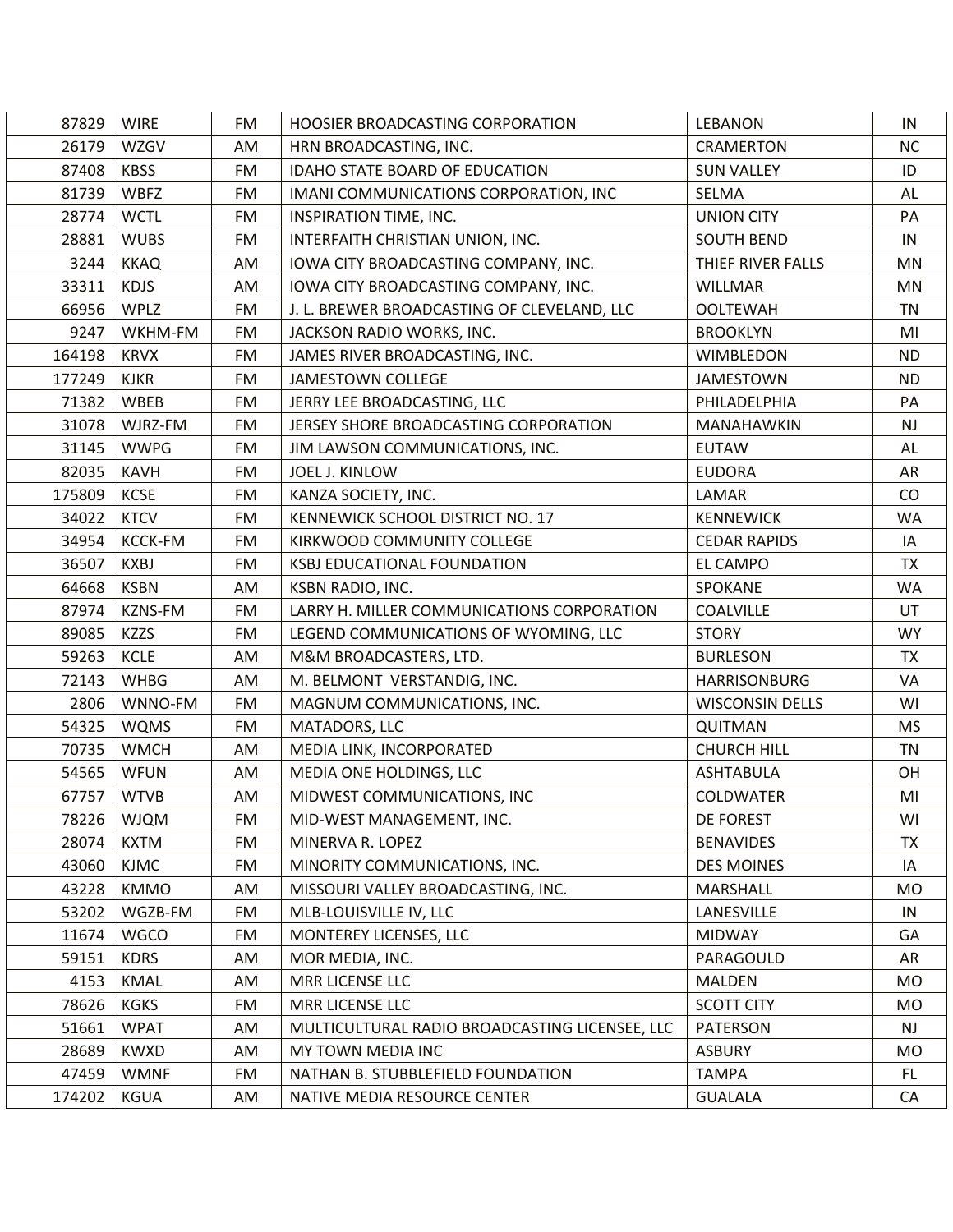| | | | | | |
|---|---|---|---|---|---|
| 87829 | WIRE | FM | HOOSIER BROADCASTING CORPORATION | LEBANON | IN |
| 26179 | WZGV | AM | HRN BROADCASTING, INC. | CRAMERTON | NC |
| 87408 | KBSS | FM | IDAHO STATE BOARD OF EDUCATION | SUN VALLEY | ID |
| 81739 | WBFZ | FM | IMANI COMMUNICATIONS CORPORATION, INC | SELMA | AL |
| 28774 | WCTL | FM | INSPIRATION TIME, INC. | UNION CITY | PA |
| 28881 | WUBS | FM | INTERFAITH CHRISTIAN UNION, INC. | SOUTH BEND | IN |
| 3244 | KKAQ | AM | IOWA CITY BROADCASTING COMPANY, INC. | THIEF RIVER FALLS | MN |
| 33311 | KDJS | AM | IOWA CITY BROADCASTING COMPANY, INC. | WILLMAR | MN |
| 66956 | WPLZ | FM | J. L. BREWER BROADCASTING OF CLEVELAND, LLC | OOLTEWAH | TN |
| 9247 | WKHM-FM | FM | JACKSON RADIO WORKS, INC. | BROOKLYN | MI |
| 164198 | KRVX | FM | JAMES RIVER BROADCASTING, INC. | WIMBLEDON | ND |
| 177249 | KJKR | FM | JAMESTOWN COLLEGE | JAMESTOWN | ND |
| 71382 | WBEB | FM | JERRY LEE BROADCASTING, LLC | PHILADELPHIA | PA |
| 31078 | WJRZ-FM | FM | JERSEY SHORE BROADCASTING CORPORATION | MANAHAWKIN | NJ |
| 31145 | WWPG | FM | JIM LAWSON COMMUNICATIONS, INC. | EUTAW | AL |
| 82035 | KAVH | FM | JOEL J. KINLOW | EUDORA | AR |
| 175809 | KCSE | FM | KANZA SOCIETY, INC. | LAMAR | CO |
| 34022 | KTCV | FM | KENNEWICK SCHOOL DISTRICT NO. 17 | KENNEWICK | WA |
| 34954 | KCCK-FM | FM | KIRKWOOD COMMUNITY COLLEGE | CEDAR RAPIDS | IA |
| 36507 | KXBJ | FM | KSBJ EDUCATIONAL FOUNDATION | EL CAMPO | TX |
| 64668 | KSBN | AM | KSBN RADIO, INC. | SPOKANE | WA |
| 87974 | KZNS-FM | FM | LARRY H. MILLER COMMUNICATIONS CORPORATION | COALVILLE | UT |
| 89085 | KZZS | FM | LEGEND COMMUNICATIONS OF WYOMING, LLC | STORY | WY |
| 59263 | KCLE | AM | M&M BROADCASTERS, LTD. | BURLESON | TX |
| 72143 | WHBG | AM | M. BELMONT VERSTANDIG, INC. | HARRISONBURG | VA |
| 2806 | WNNO-FM | FM | MAGNUM COMMUNICATIONS, INC. | WISCONSIN DELLS | WI |
| 54325 | WQMS | FM | MATADORS, LLC | QUITMAN | MS |
| 70735 | WMCH | AM | MEDIA LINK, INCORPORATED | CHURCH HILL | TN |
| 54565 | WFUN | AM | MEDIA ONE HOLDINGS, LLC | ASHTABULA | OH |
| 67757 | WTVB | AM | MIDWEST COMMUNICATIONS, INC | COLDWATER | MI |
| 78226 | WJQM | FM | MID-WEST MANAGEMENT, INC. | DE FOREST | WI |
| 28074 | KXTM | FM | MINERVA R. LOPEZ | BENAVIDES | TX |
| 43060 | KJMC | FM | MINORITY COMMUNICATIONS, INC. | DES MOINES | IA |
| 43228 | KMMO | AM | MISSOURI VALLEY BROADCASTING, INC. | MARSHALL | MO |
| 53202 | WGZB-FM | FM | MLB-LOUISVILLE IV, LLC | LANESVILLE | IN |
| 11674 | WGCO | FM | MONTEREY LICENSES, LLC | MIDWAY | GA |
| 59151 | KDRS | AM | MOR MEDIA, INC. | PARAGOULD | AR |
| 4153 | KMAL | AM | MRR LICENSE LLC | MALDEN | MO |
| 78626 | KGKS | FM | MRR LICENSE LLC | SCOTT CITY | MO |
| 51661 | WPAT | AM | MULTICULTURAL RADIO BROADCASTING LICENSEE, LLC | PATERSON | NJ |
| 28689 | KWXD | AM | MY TOWN MEDIA INC | ASBURY | MO |
| 47459 | WMNF | FM | NATHAN B. STUBBLEFIELD FOUNDATION | TAMPA | FL |
| 174202 | KGUA | AM | NATIVE MEDIA RESOURCE CENTER | GUALALA | CA |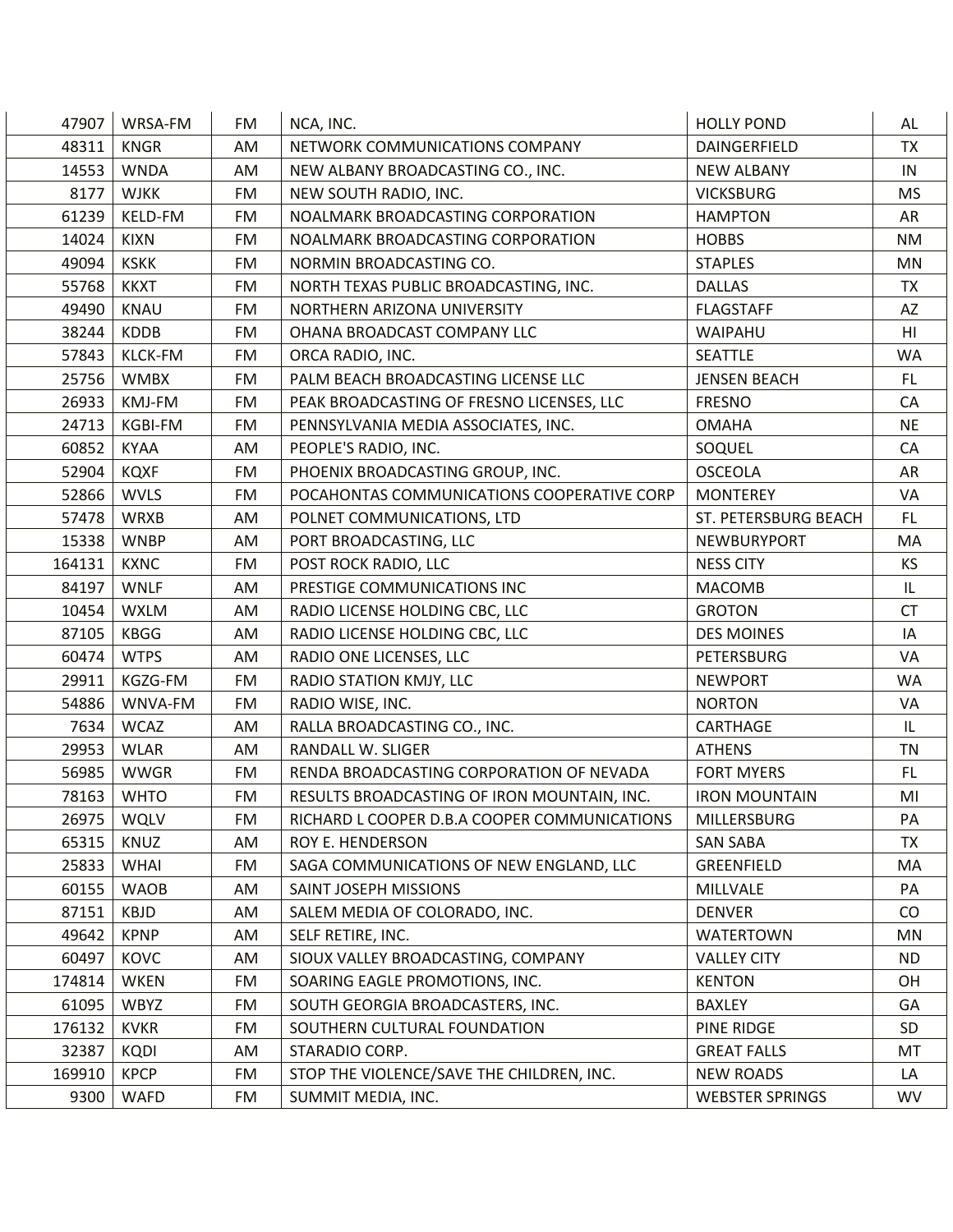| | | | | | |
|---|---|---|---|---|---|
| 47907 | WRSA-FM | FM | NCA, INC. | HOLLY POND | AL |
| 48311 | KNGR | AM | NETWORK COMMUNICATIONS COMPANY | DAINGERFIELD | TX |
| 14553 | WNDA | AM | NEW ALBANY BROADCASTING CO., INC. | NEW ALBANY | IN |
| 8177 | WJKK | FM | NEW SOUTH RADIO, INC. | VICKSBURG | MS |
| 61239 | KELD-FM | FM | NOALMARK BROADCASTING CORPORATION | HAMPTON | AR |
| 14024 | KIXN | FM | NOALMARK BROADCASTING CORPORATION | HOBBS | NM |
| 49094 | KSKK | FM | NORMIN BROADCASTING CO. | STAPLES | MN |
| 55768 | KKXT | FM | NORTH TEXAS PUBLIC BROADCASTING, INC. | DALLAS | TX |
| 49490 | KNAU | FM | NORTHERN ARIZONA UNIVERSITY | FLAGSTAFF | AZ |
| 38244 | KDDB | FM | OHANA BROADCAST COMPANY LLC | WAIPAHU | HI |
| 57843 | KLCK-FM | FM | ORCA RADIO, INC. | SEATTLE | WA |
| 25756 | WMBX | FM | PALM BEACH BROADCASTING LICENSE LLC | JENSEN BEACH | FL |
| 26933 | KMJ-FM | FM | PEAK BROADCASTING OF FRESNO LICENSES, LLC | FRESNO | CA |
| 24713 | KGBI-FM | FM | PENNSYLVANIA MEDIA ASSOCIATES, INC. | OMAHA | NE |
| 60852 | KYAA | AM | PEOPLE'S RADIO, INC. | SOQUEL | CA |
| 52904 | KQXF | FM | PHOENIX BROADCASTING GROUP, INC. | OSCEOLA | AR |
| 52866 | WVLS | FM | POCAHONTAS COMMUNICATIONS COOPERATIVE CORP | MONTEREY | VA |
| 57478 | WRXB | AM | POLNET COMMUNICATIONS, LTD | ST. PETERSBURG BEACH | FL |
| 15338 | WNBP | AM | PORT BROADCASTING, LLC | NEWBURYPORT | MA |
| 164131 | KXNC | FM | POST ROCK RADIO, LLC | NESS CITY | KS |
| 84197 | WNLF | AM | PRESTIGE COMMUNICATIONS INC | MACOMB | IL |
| 10454 | WXLM | AM | RADIO LICENSE HOLDING CBC, LLC | GROTON | CT |
| 87105 | KBGG | AM | RADIO LICENSE HOLDING CBC, LLC | DES MOINES | IA |
| 60474 | WTPS | AM | RADIO ONE LICENSES, LLC | PETERSBURG | VA |
| 29911 | KGZG-FM | FM | RADIO STATION KMJY, LLC | NEWPORT | WA |
| 54886 | WNVA-FM | FM | RADIO WISE, INC. | NORTON | VA |
| 7634 | WCAZ | AM | RALLA BROADCASTING CO., INC. | CARTHAGE | IL |
| 29953 | WLAR | AM | RANDALL W. SLIGER | ATHENS | TN |
| 56985 | WWGR | FM | RENDA BROADCASTING CORPORATION OF NEVADA | FORT MYERS | FL |
| 78163 | WHTO | FM | RESULTS BROADCASTING OF IRON MOUNTAIN, INC. | IRON MOUNTAIN | MI |
| 26975 | WQLV | FM | RICHARD L COOPER D.B.A COOPER COMMUNICATIONS | MILLERSBURG | PA |
| 65315 | KNUZ | AM | ROY E. HENDERSON | SAN SABA | TX |
| 25833 | WHAI | FM | SAGA COMMUNICATIONS OF NEW ENGLAND, LLC | GREENFIELD | MA |
| 60155 | WAOB | AM | SAINT JOSEPH MISSIONS | MILLVALE | PA |
| 87151 | KBJD | AM | SALEM MEDIA OF COLORADO, INC. | DENVER | CO |
| 49642 | KPNP | AM | SELF RETIRE, INC. | WATERTOWN | MN |
| 60497 | KOVC | AM | SIOUX VALLEY BROADCASTING, COMPANY | VALLEY CITY | ND |
| 174814 | WKEN | FM | SOARING EAGLE PROMOTIONS, INC. | KENTON | OH |
| 61095 | WBYZ | FM | SOUTH GEORGIA BROADCASTERS, INC. | BAXLEY | GA |
| 176132 | KVKR | FM | SOUTHERN CULTURAL FOUNDATION | PINE RIDGE | SD |
| 32387 | KQDI | AM | STARADIO CORP. | GREAT FALLS | MT |
| 169910 | KPCP | FM | STOP THE VIOLENCE/SAVE THE CHILDREN, INC. | NEW ROADS | LA |
| 9300 | WAFD | FM | SUMMIT MEDIA, INC. | WEBSTER SPRINGS | WV |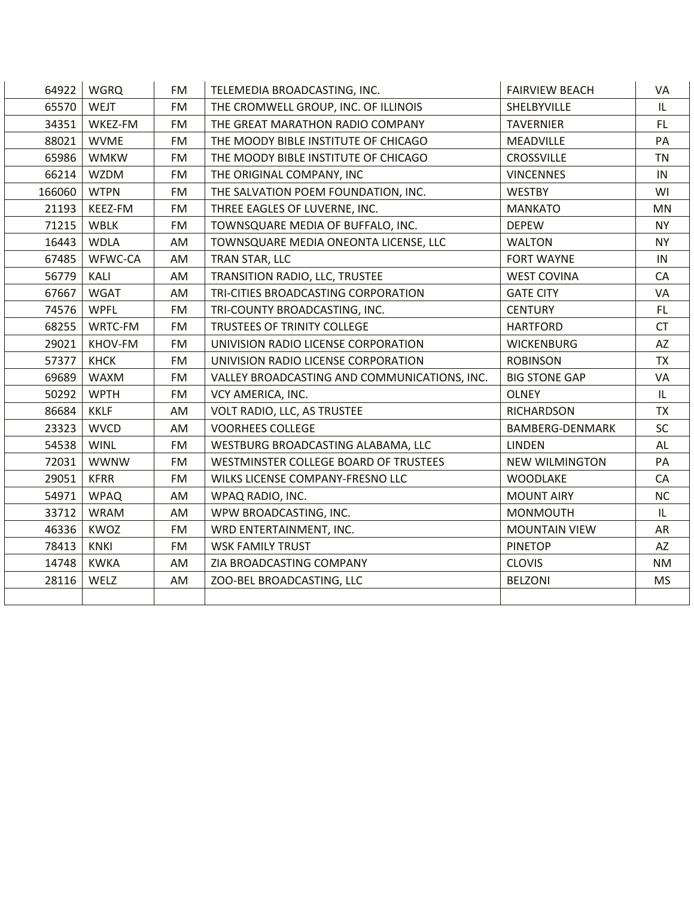| | | | | | |
|---|---|---|---|---|---|
| 64922 | WGRQ | FM | TELEMEDIA BROADCASTING, INC. | FAIRVIEW BEACH | VA |
| 65570 | WEJT | FM | THE CROMWELL GROUP, INC. OF ILLINOIS | SHELBYVILLE | IL |
| 34351 | WKEZ-FM | FM | THE GREAT MARATHON RADIO COMPANY | TAVERNIER | FL |
| 88021 | WVME | FM | THE MOODY BIBLE INSTITUTE OF CHICAGO | MEADVILLE | PA |
| 65986 | WMKW | FM | THE MOODY BIBLE INSTITUTE OF CHICAGO | CROSSVILLE | TN |
| 66214 | WZDM | FM | THE ORIGINAL COMPANY, INC | VINCENNES | IN |
| 166060 | WTPN | FM | THE SALVATION POEM FOUNDATION, INC. | WESTBY | WI |
| 21193 | KEEZ-FM | FM | THREE EAGLES OF LUVERNE, INC. | MANKATO | MN |
| 71215 | WBLK | FM | TOWNSQUARE MEDIA OF BUFFALO, INC. | DEPEW | NY |
| 16443 | WDLA | AM | TOWNSQUARE MEDIA ONEONTA LICENSE, LLC | WALTON | NY |
| 67485 | WFWC-CA | AM | TRAN STAR, LLC | FORT WAYNE | IN |
| 56779 | KALI | AM | TRANSITION RADIO, LLC, TRUSTEE | WEST COVINA | CA |
| 67667 | WGAT | AM | TRI-CITIES BROADCASTING CORPORATION | GATE CITY | VA |
| 74576 | WPFL | FM | TRI-COUNTY BROADCASTING, INC. | CENTURY | FL |
| 68255 | WRTC-FM | FM | TRUSTEES OF TRINITY COLLEGE | HARTFORD | CT |
| 29021 | KHOV-FM | FM | UNIVISION RADIO LICENSE CORPORATION | WICKENBURG | AZ |
| 57377 | KHCK | FM | UNIVISION RADIO LICENSE CORPORATION | ROBINSON | TX |
| 69689 | WAXM | FM | VALLEY BROADCASTING AND COMMUNICATIONS, INC. | BIG STONE GAP | VA |
| 50292 | WPTH | FM | VCY AMERICA, INC. | OLNEY | IL |
| 86684 | KKLF | AM | VOLT RADIO, LLC, AS TRUSTEE | RICHARDSON | TX |
| 23323 | WVCD | AM | VOORHEES COLLEGE | BAMBERG-DENMARK | SC |
| 54538 | WINL | FM | WESTBURG BROADCASTING ALABAMA, LLC | LINDEN | AL |
| 72031 | WWNW | FM | WESTMINSTER COLLEGE BOARD OF TRUSTEES | NEW WILMINGTON | PA |
| 29051 | KFRR | FM | WILKS LICENSE COMPANY-FRESNO LLC | WOODLAKE | CA |
| 54971 | WPAQ | AM | WPAQ RADIO, INC. | MOUNT AIRY | NC |
| 33712 | WRAM | AM | WPW BROADCASTING, INC. | MONMOUTH | IL |
| 46336 | KWOZ | FM | WRD ENTERTAINMENT, INC. | MOUNTAIN VIEW | AR |
| 78413 | KNKI | FM | WSK FAMILY TRUST | PINETOP | AZ |
| 14748 | KWKA | AM | ZIA BROADCASTING COMPANY | CLOVIS | NM |
| 28116 | WELZ | AM | ZOO-BEL BROADCASTING, LLC | BELZONI | MS |
| | | | | | |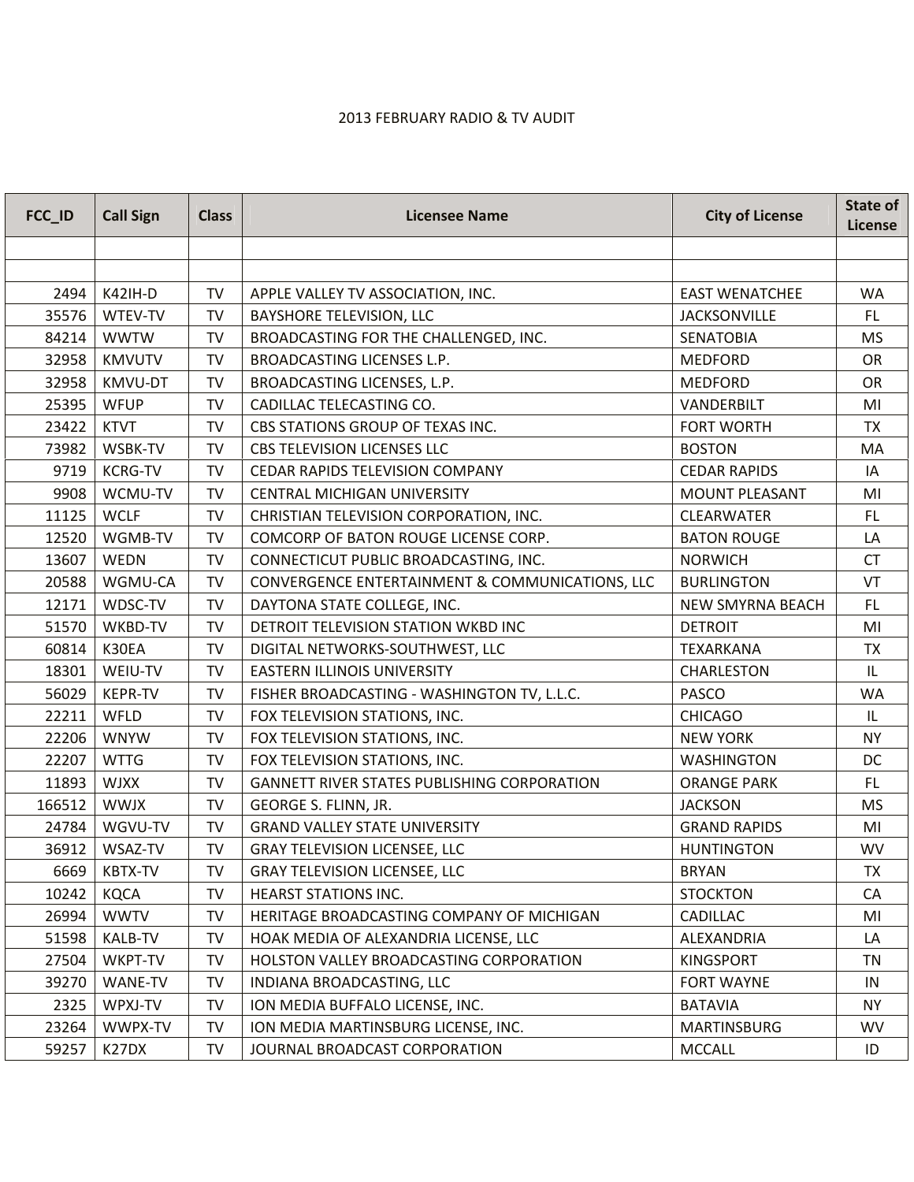2013 FEBRUARY RADIO & TV AUDIT

| FCC_ID | Call Sign | Class | Licensee Name | City of License | State of License |
|---|---|---|---|---|---|
| | | | | | |
| | | | | | |
| 2494 | K42IH-D | TV | APPLE VALLEY TV ASSOCIATION, INC. | EAST WENATCHEE | WA |
| 35576 | WTEV-TV | TV | BAYSHORE TELEVISION, LLC | JACKSONVILLE | FL |
| 84214 | WWTW | TV | BROADCASTING FOR THE CHALLENGED, INC. | SENATOBIA | MS |
| 32958 | KMVUTV | TV | BROADCASTING LICENSES L.P. | MEDFORD | OR |
| 32958 | KMVU-DT | TV | BROADCASTING LICENSES, L.P. | MEDFORD | OR |
| 25395 | WFUP | TV | CADILLAC TELECASTING CO. | VANDERBILT | MI |
| 23422 | KTVT | TV | CBS STATIONS GROUP OF TEXAS INC. | FORT WORTH | TX |
| 73982 | WSBK-TV | TV | CBS TELEVISION LICENSES LLC | BOSTON | MA |
| 9719 | KCRG-TV | TV | CEDAR RAPIDS TELEVISION COMPANY | CEDAR RAPIDS | IA |
| 9908 | WCMU-TV | TV | CENTRAL MICHIGAN UNIVERSITY | MOUNT PLEASANT | MI |
| 11125 | WCLF | TV | CHRISTIAN TELEVISION CORPORATION, INC. | CLEARWATER | FL |
| 12520 | WGMB-TV | TV | COMCORP OF BATON ROUGE LICENSE CORP. | BATON ROUGE | LA |
| 13607 | WEDN | TV | CONNECTICUT PUBLIC BROADCASTING, INC. | NORWICH | CT |
| 20588 | WGMU-CA | TV | CONVERGENCE ENTERTAINMENT & COMMUNICATIONS, LLC | BURLINGTON | VT |
| 12171 | WDSC-TV | TV | DAYTONA STATE COLLEGE, INC. | NEW SMYRNA BEACH | FL |
| 51570 | WKBD-TV | TV | DETROIT TELEVISION STATION WKBD INC | DETROIT | MI |
| 60814 | K30EA | TV | DIGITAL NETWORKS-SOUTHWEST, LLC | TEXARKANA | TX |
| 18301 | WEIU-TV | TV | EASTERN ILLINOIS UNIVERSITY | CHARLESTON | IL |
| 56029 | KEPR-TV | TV | FISHER BROADCASTING - WASHINGTON TV, L.L.C. | PASCO | WA |
| 22211 | WFLD | TV | FOX TELEVISION STATIONS, INC. | CHICAGO | IL |
| 22206 | WNYW | TV | FOX TELEVISION STATIONS, INC. | NEW YORK | NY |
| 22207 | WTTG | TV | FOX TELEVISION STATIONS, INC. | WASHINGTON | DC |
| 11893 | WJXX | TV | GANNETT RIVER STATES PUBLISHING CORPORATION | ORANGE PARK | FL |
| 166512 | WWJX | TV | GEORGE S. FLINN, JR. | JACKSON | MS |
| 24784 | WGVU-TV | TV | GRAND VALLEY STATE UNIVERSITY | GRAND RAPIDS | MI |
| 36912 | WSAZ-TV | TV | GRAY TELEVISION LICENSEE, LLC | HUNTINGTON | WV |
| 6669 | KBTX-TV | TV | GRAY TELEVISION LICENSEE, LLC | BRYAN | TX |
| 10242 | KQCA | TV | HEARST STATIONS INC. | STOCKTON | CA |
| 26994 | WWTV | TV | HERITAGE BROADCASTING COMPANY OF MICHIGAN | CADILLAC | MI |
| 51598 | KALB-TV | TV | HOAK MEDIA OF ALEXANDRIA LICENSE, LLC | ALEXANDRIA | LA |
| 27504 | WKPT-TV | TV | HOLSTON VALLEY BROADCASTING CORPORATION | KINGSPORT | TN |
| 39270 | WANE-TV | TV | INDIANA BROADCASTING, LLC | FORT WAYNE | IN |
| 2325 | WPXJ-TV | TV | ION MEDIA BUFFALO LICENSE, INC. | BATAVIA | NY |
| 23264 | WWPX-TV | TV | ION MEDIA MARTINSBURG LICENSE, INC. | MARTINSBURG | WV |
| 59257 | K27DX | TV | JOURNAL BROADCAST CORPORATION | MCCALL | ID |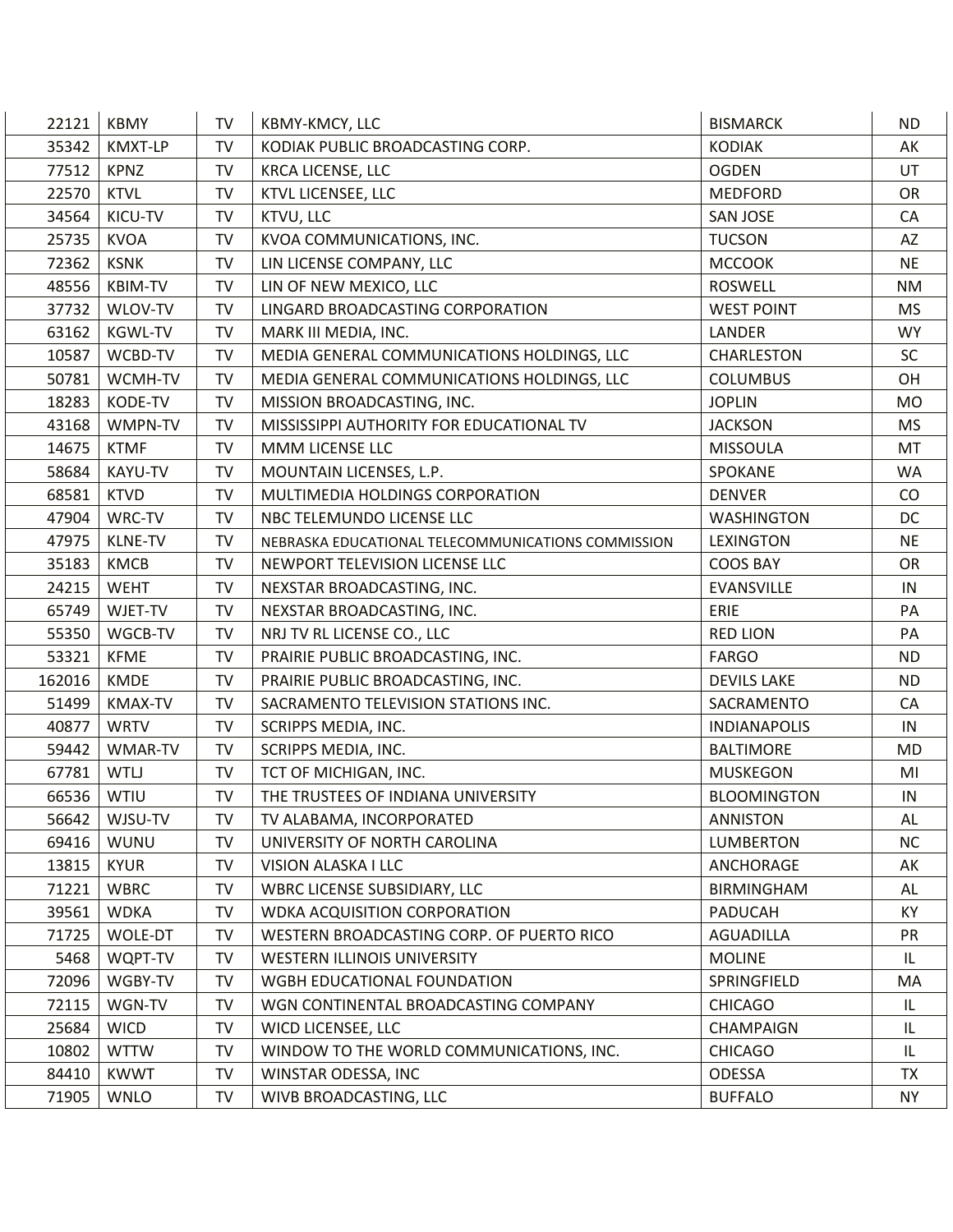| | | | | | |
|---|---|---|---|---|---|
| 22121 | KBMY | TV | KBMY-KMCY, LLC | BISMARCK | ND |
| 35342 | KMXT-LP | TV | KODIAK PUBLIC BROADCASTING CORP. | KODIAK | AK |
| 77512 | KPNZ | TV | KRCA LICENSE, LLC | OGDEN | UT |
| 22570 | KTVL | TV | KTVL LICENSEE, LLC | MEDFORD | OR |
| 34564 | KICU-TV | TV | KTVU, LLC | SAN JOSE | CA |
| 25735 | KVOA | TV | KVOA COMMUNICATIONS, INC. | TUCSON | AZ |
| 72362 | KSNK | TV | LIN LICENSE COMPANY, LLC | MCCOOK | NE |
| 48556 | KBIM-TV | TV | LIN OF NEW MEXICO, LLC | ROSWELL | NM |
| 37732 | WLOV-TV | TV | LINGARD BROADCASTING CORPORATION | WEST POINT | MS |
| 63162 | KGWL-TV | TV | MARK III MEDIA, INC. | LANDER | WY |
| 10587 | WCBD-TV | TV | MEDIA GENERAL COMMUNICATIONS HOLDINGS, LLC | CHARLESTON | SC |
| 50781 | WCMH-TV | TV | MEDIA GENERAL COMMUNICATIONS HOLDINGS, LLC | COLUMBUS | OH |
| 18283 | KODE-TV | TV | MISSION BROADCASTING, INC. | JOPLIN | MO |
| 43168 | WMPN-TV | TV | MISSISSIPPI AUTHORITY FOR EDUCATIONAL TV | JACKSON | MS |
| 14675 | KTMF | TV | MMM LICENSE LLC | MISSOULA | MT |
| 58684 | KAYU-TV | TV | MOUNTAIN LICENSES, L.P. | SPOKANE | WA |
| 68581 | KTVD | TV | MULTIMEDIA HOLDINGS CORPORATION | DENVER | CO |
| 47904 | WRC-TV | TV | NBC TELEMUNDO LICENSE LLC | WASHINGTON | DC |
| 47975 | KLNE-TV | TV | NEBRASKA EDUCATIONAL TELECOMMUNICATIONS COMMISSION | LEXINGTON | NE |
| 35183 | KMCB | TV | NEWPORT TELEVISION LICENSE LLC | COOS BAY | OR |
| 24215 | WEHT | TV | NEXSTAR BROADCASTING, INC. | EVANSVILLE | IN |
| 65749 | WJET-TV | TV | NEXSTAR BROADCASTING, INC. | ERIE | PA |
| 55350 | WGCB-TV | TV | NRJ TV RL LICENSE CO., LLC | RED LION | PA |
| 53321 | KFME | TV | PRAIRIE PUBLIC BROADCASTING, INC. | FARGO | ND |
| 162016 | KMDE | TV | PRAIRIE PUBLIC BROADCASTING, INC. | DEVILS LAKE | ND |
| 51499 | KMAX-TV | TV | SACRAMENTO TELEVISION STATIONS INC. | SACRAMENTO | CA |
| 40877 | WRTV | TV | SCRIPPS MEDIA, INC. | INDIANAPOLIS | IN |
| 59442 | WMAR-TV | TV | SCRIPPS MEDIA, INC. | BALTIMORE | MD |
| 67781 | WTLJ | TV | TCT OF MICHIGAN, INC. | MUSKEGON | MI |
| 66536 | WTIU | TV | THE TRUSTEES OF INDIANA UNIVERSITY | BLOOMINGTON | IN |
| 56642 | WJSU-TV | TV | TV ALABAMA, INCORPORATED | ANNISTON | AL |
| 69416 | WUNU | TV | UNIVERSITY OF NORTH CAROLINA | LUMBERTON | NC |
| 13815 | KYUR | TV | VISION ALASKA I LLC | ANCHORAGE | AK |
| 71221 | WBRC | TV | WBRC LICENSE SUBSIDIARY, LLC | BIRMINGHAM | AL |
| 39561 | WDKA | TV | WDKA ACQUISITION CORPORATION | PADUCAH | KY |
| 71725 | WOLE-DT | TV | WESTERN BROADCASTING CORP. OF PUERTO RICO | AGUADILLA | PR |
| 5468 | WQPT-TV | TV | WESTERN ILLINOIS UNIVERSITY | MOLINE | IL |
| 72096 | WGBY-TV | TV | WGBH EDUCATIONAL FOUNDATION | SPRINGFIELD | MA |
| 72115 | WGN-TV | TV | WGN CONTINENTAL BROADCASTING COMPANY | CHICAGO | IL |
| 25684 | WICD | TV | WICD LICENSEE, LLC | CHAMPAIGN | IL |
| 10802 | WTTW | TV | WINDOW TO THE WORLD COMMUNICATIONS, INC. | CHICAGO | IL |
| 84410 | KWWT | TV | WINSTAR ODESSA, INC | ODESSA | TX |
| 71905 | WNLO | TV | WIVB BROADCASTING, LLC | BUFFALO | NY |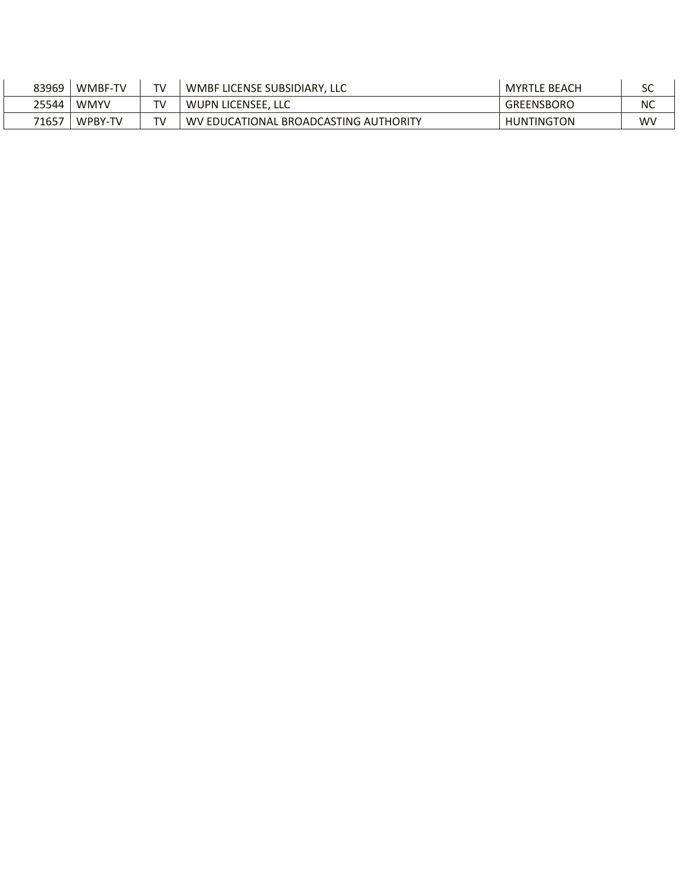| | | | | | |
|---|---|---|---|---|---|
| 83969 | WMBF-TV | TV | WMBF LICENSE SUBSIDIARY, LLC | MYRTLE BEACH | SC |
| 25544 | WMYV | TV | WUPN LICENSEE, LLC | GREENSBORO | NC |
| 71657 | WPBY-TV | TV | WV EDUCATIONAL BROADCASTING AUTHORITY | HUNTINGTON | WV |